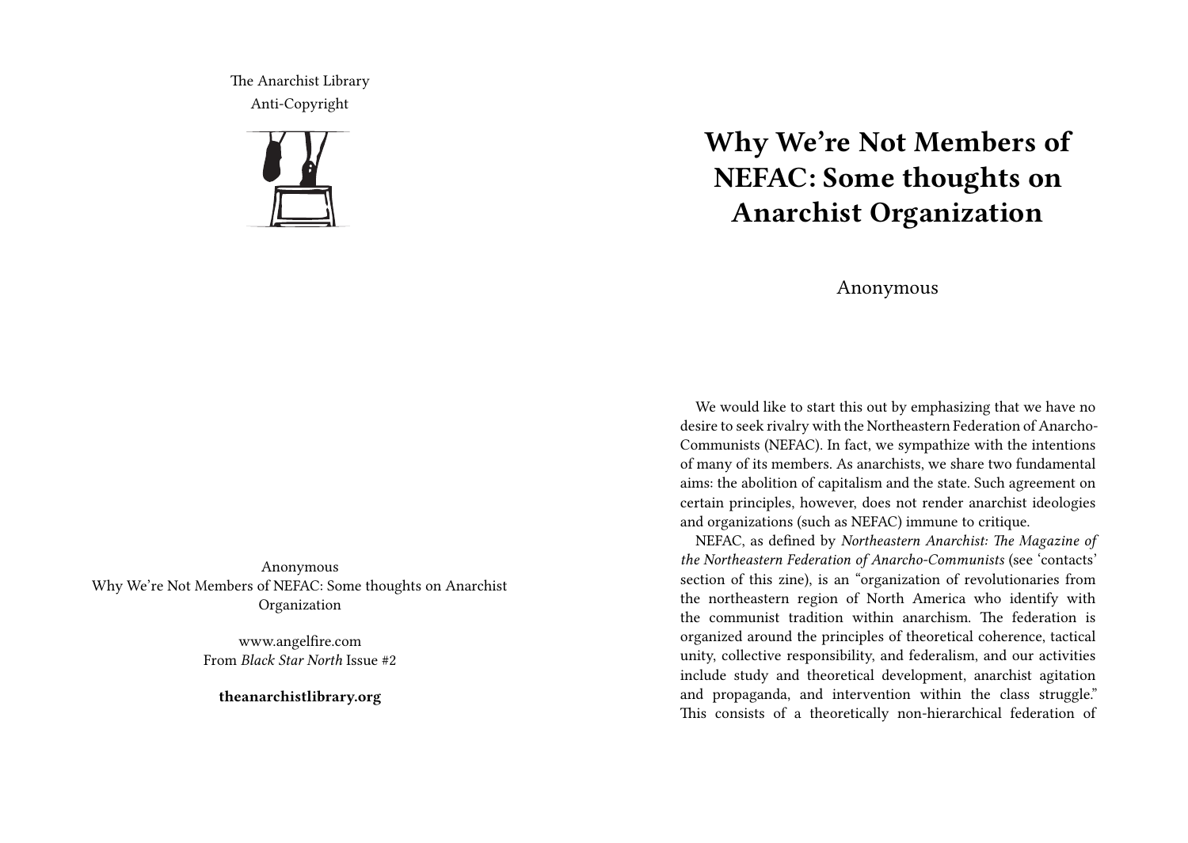The Anarchist Library
Anti-Copyright

Anonymous
Why We're Not Members of NEFAC: Some thoughts on Anarchist Organization

www.angelfire.com
From *Black Star North* Issue #2

**theanarchistlibrary.org**

# Why We're Not Members of NEFAC: Some thoughts on Anarchist Organization

Anonymous

We would like to start this out by emphasizing that we have no desire to seek rivalry with the Northeastern Federation of Anarcho-Communists (NEFAC). In fact, we sympathize with the intentions of many of its members. As anarchists, we share two fundamental aims: the abolition of capitalism and the state. Such agreement on certain principles, however, does not render anarchist ideologies and organizations (such as NEFAC) immune to critique.

NEFAC, as defined by *Northeastern Anarchist: The Magazine of the Northeastern Federation of Anarcho-Communists* (see 'contacts' section of this zine), is an "organization of revolutionaries from the northeastern region of North America who identify with the communist tradition within anarchism. The federation is organized around the principles of theoretical coherence, tactical unity, collective responsibility, and federalism, and our activities include study and theoretical development, anarchist agitation and propaganda, and intervention within the class struggle." This consists of a theoretically non-hierarchical federation of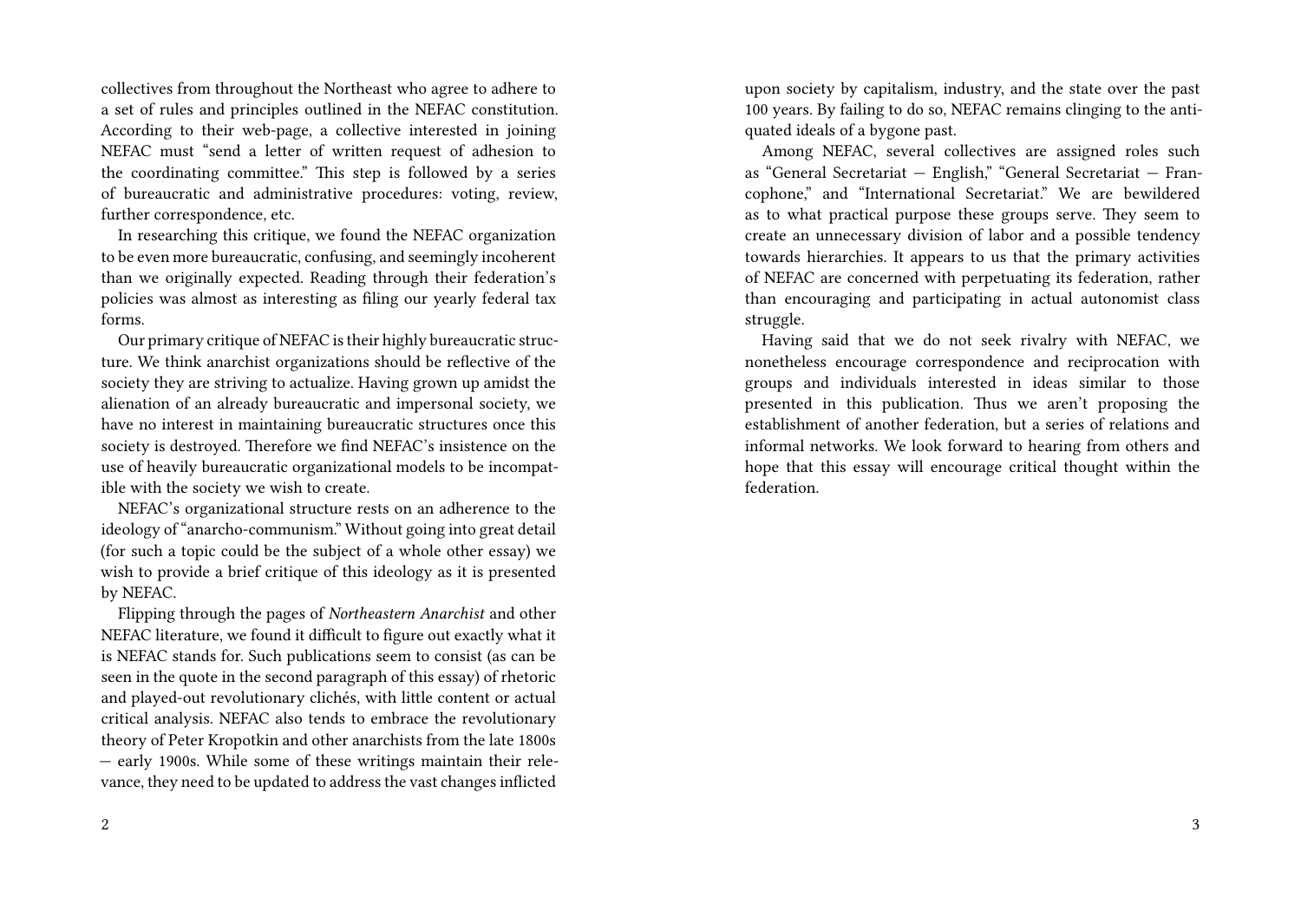collectives from throughout the Northeast who agree to adhere to a set of rules and principles outlined in the NEFAC constitution. According to their web-page, a collective interested in joining NEFAC must "send a letter of written request of adhesion to the coordinating committee." This step is followed by a series of bureaucratic and administrative procedures: voting, review, further correspondence, etc.

In researching this critique, we found the NEFAC organization to be even more bureaucratic, confusing, and seemingly incoherent than we originally expected. Reading through their federation's policies was almost as interesting as filing our yearly federal tax forms.

Our primary critique of NEFAC is their highly bureaucratic structure. We think anarchist organizations should be reflective of the society they are striving to actualize. Having grown up amidst the alienation of an already bureaucratic and impersonal society, we have no interest in maintaining bureaucratic structures once this society is destroyed. Therefore we find NEFAC's insistence on the use of heavily bureaucratic organizational models to be incompatible with the society we wish to create.

NEFAC's organizational structure rests on an adherence to the ideology of "anarcho-communism." Without going into great detail (for such a topic could be the subject of a whole other essay) we wish to provide a brief critique of this ideology as it is presented by NEFAC.

Flipping through the pages of *Northeastern Anarchist* and other NEFAC literature, we found it difficult to figure out exactly what it is NEFAC stands for. Such publications seem to consist (as can be seen in the quote in the second paragraph of this essay) of rhetoric and played-out revolutionary clichés, with little content or actual critical analysis. NEFAC also tends to embrace the revolutionary theory of Peter Kropotkin and other anarchists from the late 1800s — early 1900s. While some of these writings maintain their relevance, they need to be updated to address the vast changes inflicted upon society by capitalism, industry, and the state over the past 100 years. By failing to do so, NEFAC remains clinging to the antiquated ideals of a bygone past.

Among NEFAC, several collectives are assigned roles such as "General Secretariat — English," "General Secretariat — Francophone," and "International Secretariat." We are bewildered as to what practical purpose these groups serve. They seem to create an unnecessary division of labor and a possible tendency towards hierarchies. It appears to us that the primary activities of NEFAC are concerned with perpetuating its federation, rather than encouraging and participating in actual autonomist class struggle.

Having said that we do not seek rivalry with NEFAC, we nonetheless encourage correspondence and reciprocation with groups and individuals interested in ideas similar to those presented in this publication. Thus we aren't proposing the establishment of another federation, but a series of relations and informal networks. We look forward to hearing from others and hope that this essay will encourage critical thought within the federation.